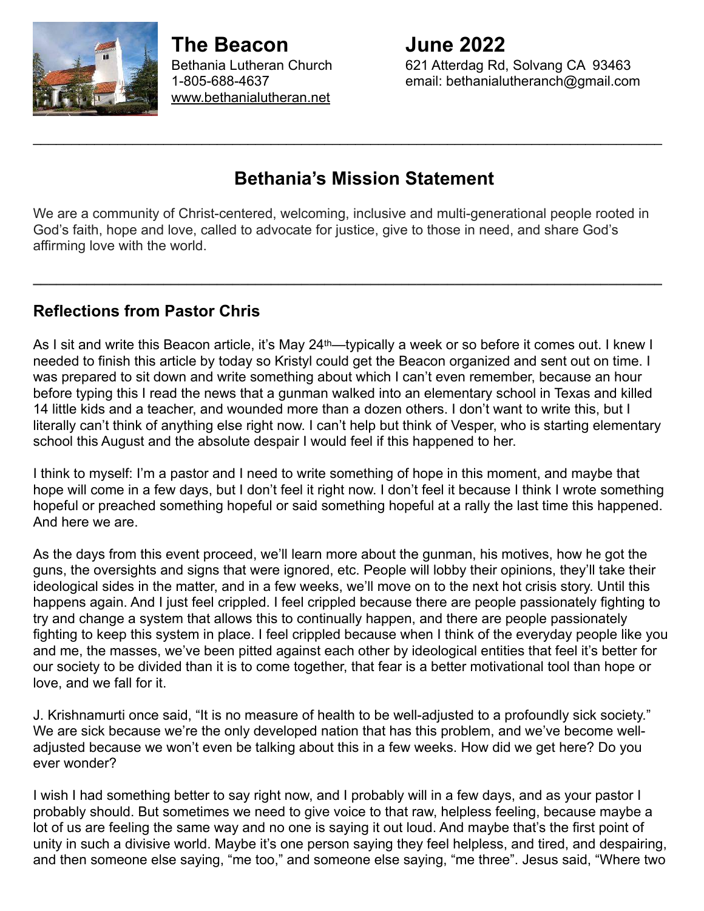# The Beacon

**June 2022**

Bethania Lutheran Church
1-805-688-4637
www.bethanialutheran.net

621 Atterdag Rd, Solvang CA 93463
email: bethanialutheranch@gmail.com

---

## Bethania's Mission Statement

We are a community of Christ-centered, welcoming, inclusive and multi-generational people rooted in God's faith, hope and love, called to advocate for justice, give to those in need, and share God's affirming love with the world.

---

### Reflections from Pastor Chris

As I sit and write this Beacon article, it's May 24th—typically a week or so before it comes out. I knew I needed to finish this article by today so Kristyl could get the Beacon organized and sent out on time. I was prepared to sit down and write something about which I can't even remember, because an hour before typing this I read the news that a gunman walked into an elementary school in Texas and killed 14 little kids and a teacher, and wounded more than a dozen others. I don't want to write this, but I literally can't think of anything else right now. I can't help but think of Vesper, who is starting elementary school this August and the absolute despair I would feel if this happened to her.

I think to myself: I'm a pastor and I need to write something of hope in this moment, and maybe that hope will come in a few days, but I don't feel it right now. I don't feel it because I think I wrote something hopeful or preached something hopeful or said something hopeful at a rally the last time this happened. And here we are.

As the days from this event proceed, we'll learn more about the gunman, his motives, how he got the guns, the oversights and signs that were ignored, etc. People will lobby their opinions, they'll take their ideological sides in the matter, and in a few weeks, we'll move on to the next hot crisis story. Until this happens again. And I just feel crippled. I feel crippled because there are people passionately fighting to try and change a system that allows this to continually happen, and there are people passionately fighting to keep this system in place. I feel crippled because when I think of the everyday people like you and me, the masses, we've been pitted against each other by ideological entities that feel it's better for our society to be divided than it is to come together, that fear is a better motivational tool than hope or love, and we fall for it.

J. Krishnamurti once said, "It is no measure of health to be well-adjusted to a profoundly sick society." We are sick because we're the only developed nation that has this problem, and we've become well-adjusted because we won't even be talking about this in a few weeks. How did we get here? Do you ever wonder?

I wish I had something better to say right now, and I probably will in a few days, and as your pastor I probably should. But sometimes we need to give voice to that raw, helpless feeling, because maybe a lot of us are feeling the same way and no one is saying it out loud. And maybe that's the first point of unity in such a divisive world. Maybe it's one person saying they feel helpless, and tired, and despairing, and then someone else saying, "me too," and someone else saying, "me three". Jesus said, "Where two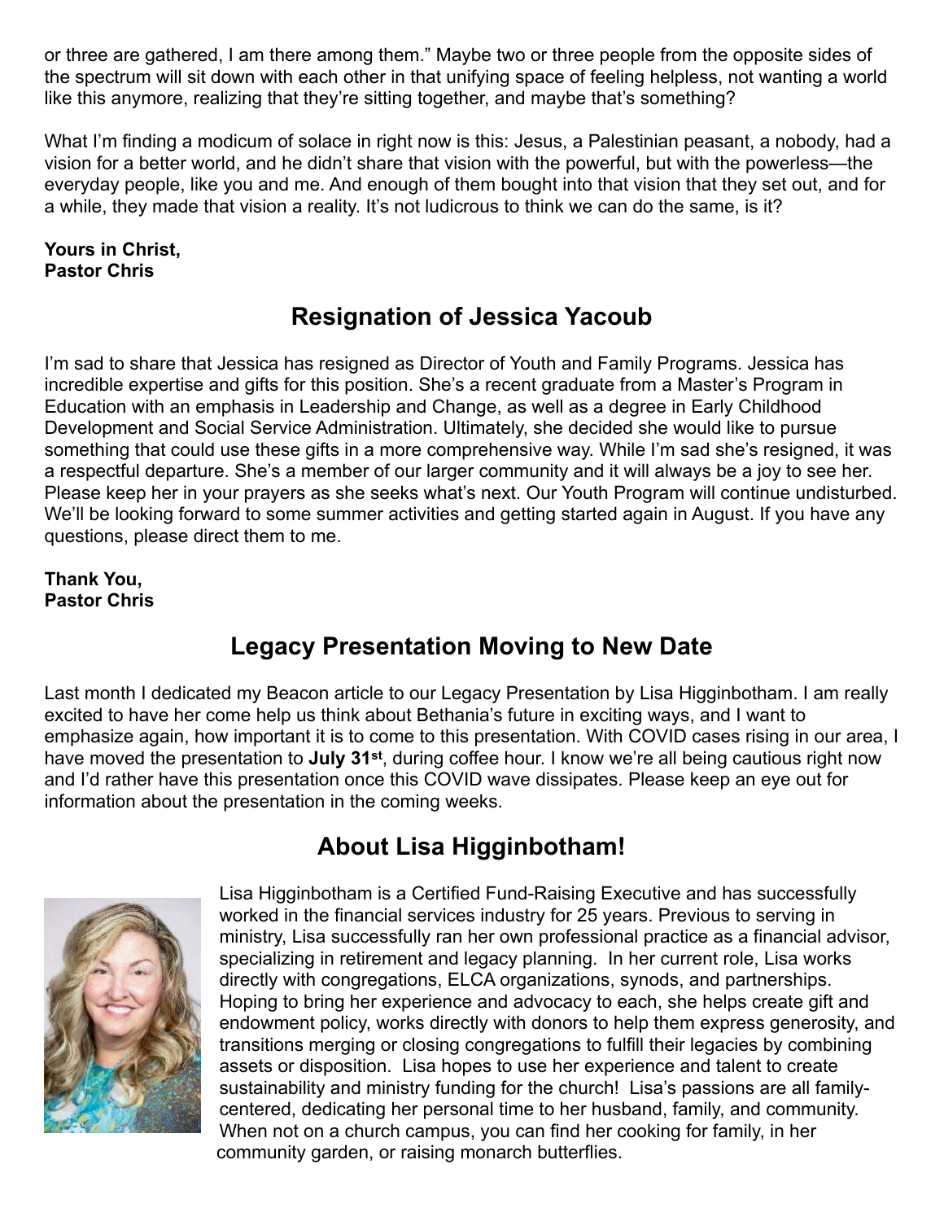or three are gathered, I am there among them." Maybe two or three people from the opposite sides of the spectrum will sit down with each other in that unifying space of feeling helpless, not wanting a world like this anymore, realizing that they're sitting together, and maybe that's something?

What I'm finding a modicum of solace in right now is this: Jesus, a Palestinian peasant, a nobody, had a vision for a better world, and he didn't share that vision with the powerful, but with the powerless—the everyday people, like you and me. And enough of them bought into that vision that they set out, and for a while, they made that vision a reality. It's not ludicrous to think we can do the same, is it?

**Yours in Christ,**
**Pastor Chris**

## Resignation of Jessica Yacoub

I'm sad to share that Jessica has resigned as Director of Youth and Family Programs. Jessica has incredible expertise and gifts for this position. She's a recent graduate from a Master's Program in Education with an emphasis in Leadership and Change, as well as a degree in Early Childhood Development and Social Service Administration. Ultimately, she decided she would like to pursue something that could use these gifts in a more comprehensive way. While I'm sad she's resigned, it was a respectful departure. She's a member of our larger community and it will always be a joy to see her. Please keep her in your prayers as she seeks what's next. Our Youth Program will continue undisturbed. We'll be looking forward to some summer activities and getting started again in August. If you have any questions, please direct them to me.

**Thank You,**
**Pastor Chris**

## Legacy Presentation Moving to New Date

Last month I dedicated my Beacon article to our Legacy Presentation by Lisa Higginbotham. I am really excited to have her come help us think about Bethania's future in exciting ways, and I want to emphasize again, how important it is to come to this presentation. With COVID cases rising in our area, I have moved the presentation to **July 31st**, during coffee hour. I know we're all being cautious right now and I'd rather have this presentation once this COVID wave dissipates. Please keep an eye out for information about the presentation in the coming weeks.

## About Lisa Higginbotham!

Lisa Higginbotham is a Certified Fund-Raising Executive and has successfully worked in the financial services industry for 25 years. Previous to serving in ministry, Lisa successfully ran her own professional practice as a financial advisor, specializing in retirement and legacy planning. In her current role, Lisa works directly with congregations, ELCA organizations, synods, and partnerships. Hoping to bring her experience and advocacy to each, she helps create gift and endowment policy, works directly with donors to help them express generosity, and transitions merging or closing congregations to fulfill their legacies by combining assets or disposition. Lisa hopes to use her experience and talent to create sustainability and ministry funding for the church! Lisa's passions are all family-centered, dedicating her personal time to her husband, family, and community. When not on a church campus, you can find her cooking for family, in her community garden, or raising monarch butterflies.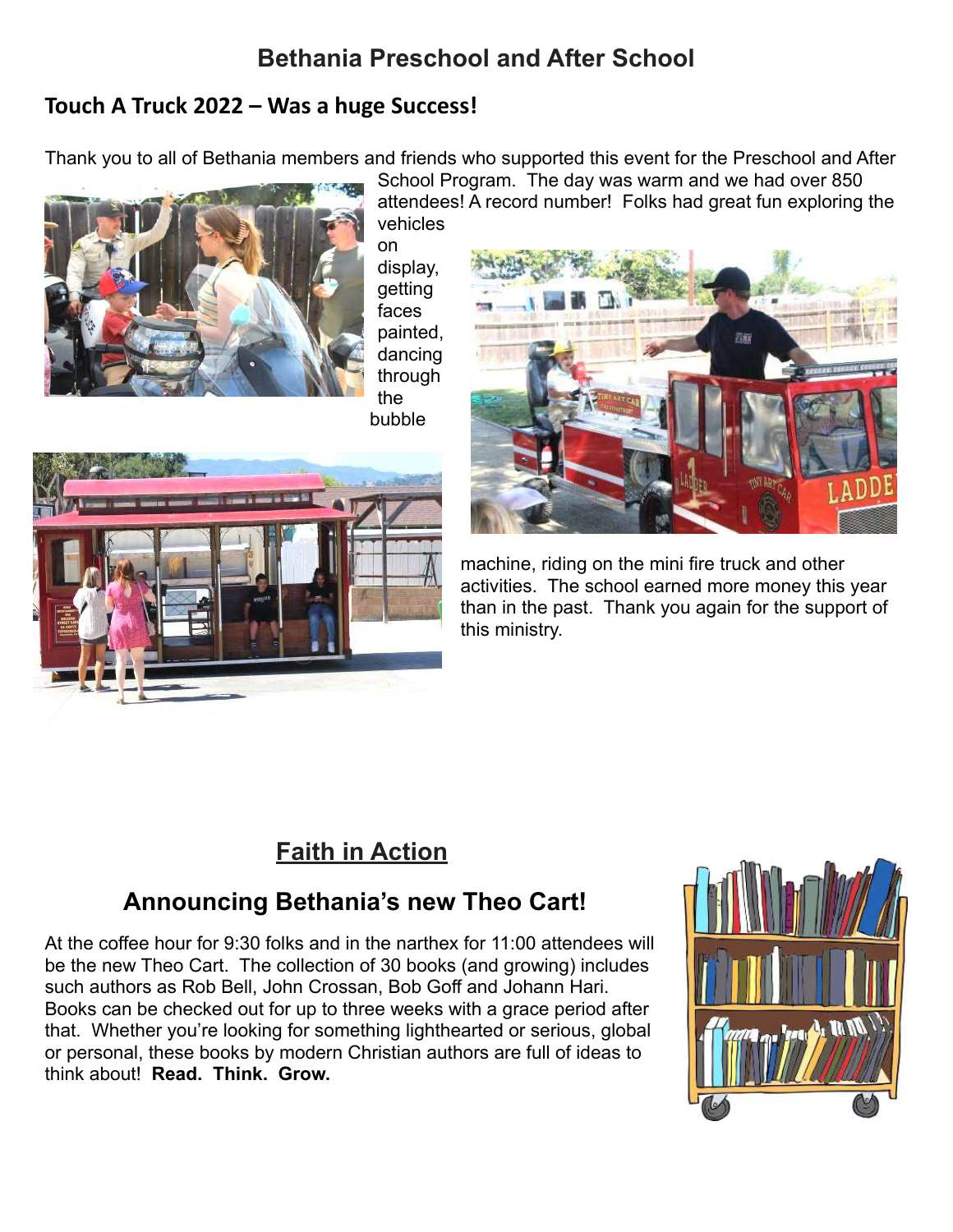# Bethania Preschool and After School

## Touch A Truck 2022 – Was a huge Success!

Thank you to all of Bethania members and friends who supported this event for the Preschool and After School Program. The day was warm and we had over 850 attendees! A record number! Folks had great fun exploring the vehicles on display, getting faces painted, dancing through the bubble machine, riding on the mini fire truck and other activities. The school earned more money this year than in the past. Thank you again for the support of this ministry.

## Faith in Action

### Announcing Bethania's new Theo Cart!

At the coffee hour for 9:30 folks and in the narthex for 11:00 attendees will be the new Theo Cart. The collection of 30 books (and growing) includes such authors as Rob Bell, John Crossan, Bob Goff and Johann Hari. Books can be checked out for up to three weeks with a grace period after that. Whether you're looking for something lighthearted or serious, global or personal, these books by modern Christian authors are full of ideas to think about! **Read. Think. Grow.**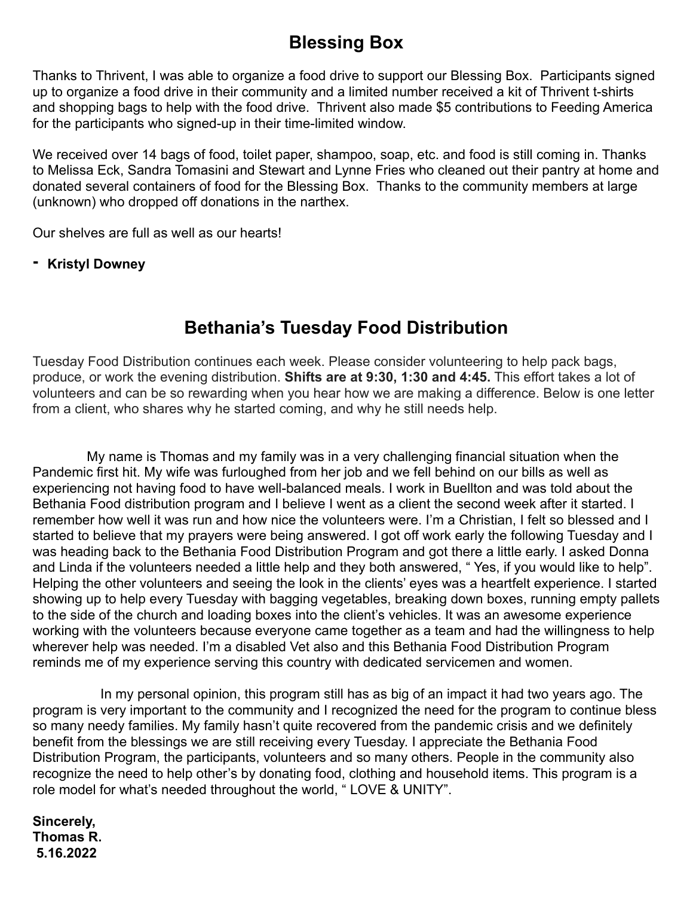## Blessing Box

Thanks to Thrivent, I was able to organize a food drive to support our Blessing Box. Participants signed up to organize a food drive in their community and a limited number received a kit of Thrivent t-shirts and shopping bags to help with the food drive. Thrivent also made $5 contributions to Feeding America for the participants who signed-up in their time-limited window.

We received over 14 bags of food, toilet paper, shampoo, soap, etc. and food is still coming in. Thanks to Melissa Eck, Sandra Tomasini and Stewart and Lynne Fries who cleaned out their pantry at home and donated several containers of food for the Blessing Box. Thanks to the community members at large (unknown) who dropped off donations in the narthex.

Our shelves are full as well as our hearts!

- **Kristyl Downey**

## Bethania's Tuesday Food Distribution

Tuesday Food Distribution continues each week. Please consider volunteering to help pack bags, produce, or work the evening distribution. **Shifts are at 9:30, 1:30 and 4:45.** This effort takes a lot of volunteers and can be so rewarding when you hear how we are making a difference. Below is one letter from a client, who shares why he started coming, and why he still needs help.

My name is Thomas and my family was in a very challenging financial situation when the Pandemic first hit. My wife was furloughed from her job and we fell behind on our bills as well as experiencing not having food to have well-balanced meals. I work in Buellton and was told about the Bethania Food distribution program and I believe I went as a client the second week after it started. I remember how well it was run and how nice the volunteers were. I'm a Christian, I felt so blessed and I started to believe that my prayers were being answered. I got off work early the following Tuesday and I was heading back to the Bethania Food Distribution Program and got there a little early. I asked Donna and Linda if the volunteers needed a little help and they both answered, " Yes, if you would like to help". Helping the other volunteers and seeing the look in the clients' eyes was a heartfelt experience. I started showing up to help every Tuesday with bagging vegetables, breaking down boxes, running empty pallets to the side of the church and loading boxes into the client's vehicles. It was an awesome experience working with the volunteers because everyone came together as a team and had the willingness to help wherever help was needed. I'm a disabled Vet also and this Bethania Food Distribution Program reminds me of my experience serving this country with dedicated servicemen and women.

In my personal opinion, this program still has as big of an impact it had two years ago. The program is very important to the community and I recognized the need for the program to continue bless so many needy families. My family hasn't quite recovered from the pandemic crisis and we definitely benefit from the blessings we are still receiving every Tuesday. I appreciate the Bethania Food Distribution Program, the participants, volunteers and so many others. People in the community also recognize the need to help other's by donating food, clothing and household items. This program is a role model for what's needed throughout the world, " LOVE & UNITY".

**Sincerely,**
**Thomas R.**
**5.16.2022**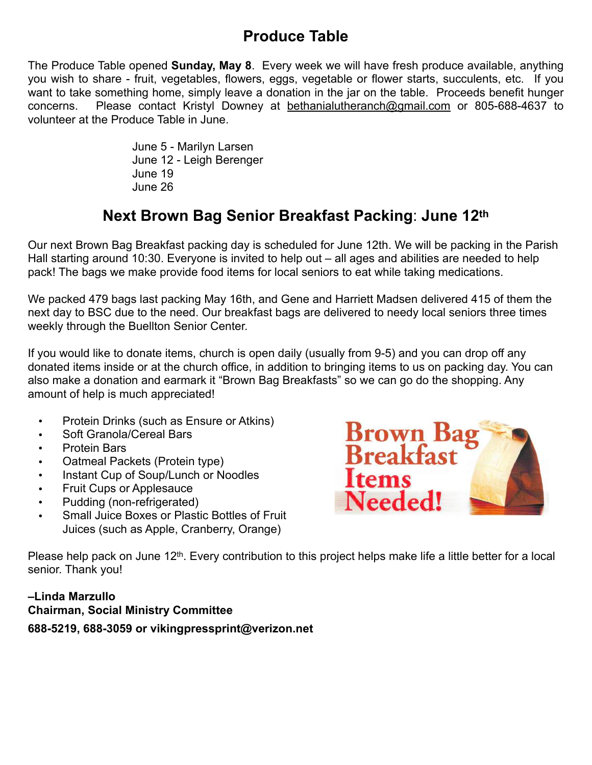## Produce Table

The Produce Table opened **Sunday, May 8**. Every week we will have fresh produce available, anything you wish to share - fruit, vegetables, flowers, eggs, vegetable or flower starts, succulents, etc. If you want to take something home, simply leave a donation in the jar on the table. Proceeds benefit hunger concerns. Please contact Kristyl Downey at bethanialutheranch@gmail.com or 805-688-4637 to volunteer at the Produce Table in June.

June 5 - Marilyn Larsen
June 12 - Leigh Berenger
June 19
June 26

## Next Brown Bag Senior Breakfast Packing: June 12th

Our next Brown Bag Breakfast packing day is scheduled for June 12th. We will be packing in the Parish Hall starting around 10:30. Everyone is invited to help out – all ages and abilities are needed to help pack! The bags we make provide food items for local seniors to eat while taking medications.

We packed 479 bags last packing May 16th, and Gene and Harriett Madsen delivered 415 of them the next day to BSC due to the need. Our breakfast bags are delivered to needy local seniors three times weekly through the Buellton Senior Center.

If you would like to donate items, church is open daily (usually from 9-5) and you can drop off any donated items inside or at the church office, in addition to bringing items to us on packing day. You can also make a donation and earmark it "Brown Bag Breakfasts" so we can go do the shopping. Any amount of help is much appreciated!

- Protein Drinks (such as Ensure or Atkins)
- Soft Granola/Cereal Bars
- Protein Bars
- Oatmeal Packets (Protein type)
- Instant Cup of Soup/Lunch or Noodles
- Fruit Cups or Applesauce
- Pudding (non-refrigerated)
- Small Juice Boxes or Plastic Bottles of Fruit Juices (such as Apple, Cranberry, Orange)

Brown Bag Breakfast Items Needed!

Please help pack on June 12th. Every contribution to this project helps make life a little better for a local senior. Thank you!

**–Linda Marzullo**
**Chairman, Social Ministry Committee**
**688-5219, 688-3059 or vikingpressprint@verizon.net**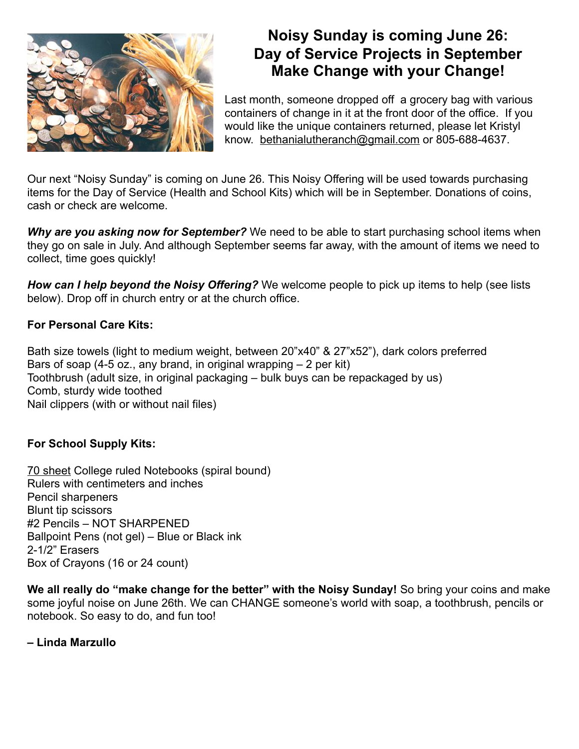# Noisy Sunday is coming June 26: Day of Service Projects in September Make Change with your Change!

Last month, someone dropped off a grocery bag with various containers of change in it at the front door of the office. If you would like the unique containers returned, please let Kristyl know. bethanialutheranch@gmail.com or 805-688-4637.

Our next "Noisy Sunday" is coming on June 26. This Noisy Offering will be used towards purchasing items for the Day of Service (Health and School Kits) which will be in September. Donations of coins, cash or check are welcome.

***Why are you asking now for September?*** We need to be able to start purchasing school items when they go on sale in July. And although September seems far away, with the amount of items we need to collect, time goes quickly!

***How can I help beyond the Noisy Offering?*** We welcome people to pick up items to help (see lists below). Drop off in church entry or at the church office.

**For Personal Care Kits:**

Bath size towels (light to medium weight, between 20"x40" & 27"x52"), dark colors preferred
Bars of soap (4-5 oz., any brand, in original wrapping – 2 per kit)
Toothbrush (adult size, in original packaging – bulk buys can be repackaged by us)
Comb, sturdy wide toothed
Nail clippers (with or without nail files)

**For School Supply Kits:**

<u>70 sheet</u> College ruled Notebooks (spiral bound)
Rulers with centimeters and inches
Pencil sharpeners
Blunt tip scissors
#2 Pencils – NOT SHARPENED
Ballpoint Pens (not gel) – Blue or Black ink
2-1/2" Erasers
Box of Crayons (16 or 24 count)

**We all really do "make change for the better" with the Noisy Sunday!** So bring your coins and make some joyful noise on June 26th. We can CHANGE someone's world with soap, a toothbrush, pencils or notebook. So easy to do, and fun too!

**– Linda Marzullo**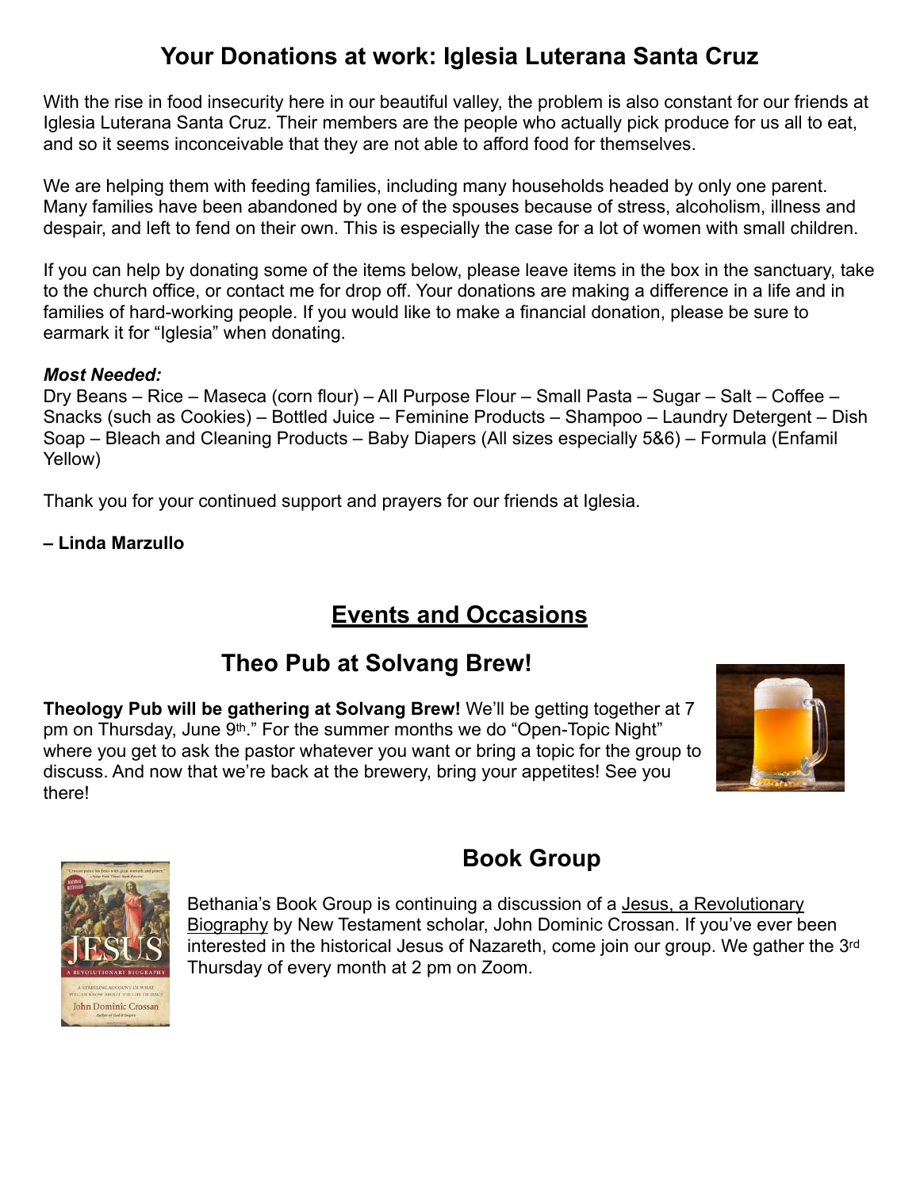## Your Donations at work: Iglesia Luterana Santa Cruz

With the rise in food insecurity here in our beautiful valley, the problem is also constant for our friends at Iglesia Luterana Santa Cruz. Their members are the people who actually pick produce for us all to eat, and so it seems inconceivable that they are not able to afford food for themselves.

We are helping them with feeding families, including many households headed by only one parent. Many families have been abandoned by one of the spouses because of stress, alcoholism, illness and despair, and left to fend on their own. This is especially the case for a lot of women with small children.

If you can help by donating some of the items below, please leave items in the box in the sanctuary, take to the church office, or contact me for drop off. Your donations are making a difference in a life and in families of hard-working people. If you would like to make a financial donation, please be sure to earmark it for "Iglesia" when donating.

***Most Needed:***
Dry Beans – Rice – Maseca (corn flour) – All Purpose Flour – Small Pasta – Sugar – Salt – Coffee – Snacks (such as Cookies) – Bottled Juice – Feminine Products – Shampoo – Laundry Detergent – Dish Soap – Bleach and Cleaning Products – Baby Diapers (All sizes especially 5&6) – Formula (Enfamil Yellow)

Thank you for your continued support and prayers for our friends at Iglesia.

**– Linda Marzullo**

## Events and Occasions

### Theo Pub at Solvang Brew!

**Theology Pub will be gathering at Solvang Brew!** We'll be getting together at 7 pm on Thursday, June 9th." For the summer months we do "Open-Topic Night" where you get to ask the pastor whatever you want or bring a topic for the group to discuss. And now that we're back at the brewery, bring your appetites! See you there!

### Book Group

Bethania's Book Group is continuing a discussion of a Jesus, a Revolutionary Biography by New Testament scholar, John Dominic Crossan. If you've ever been interested in the historical Jesus of Nazareth, come join our group. We gather the 3rd Thursday of every month at 2 pm on Zoom.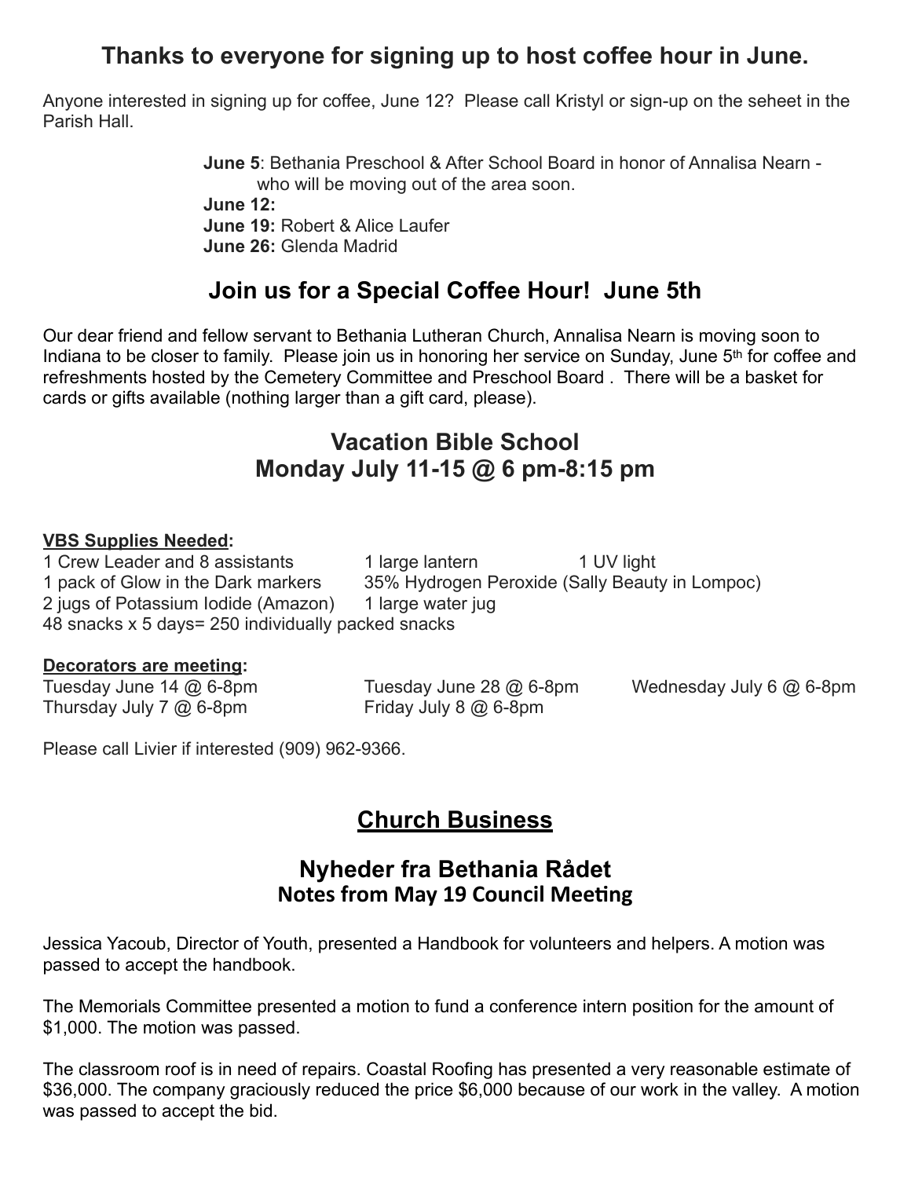## Thanks to everyone for signing up to host coffee hour in June.

Anyone interested in signing up for coffee, June 12? Please call Kristyl or sign-up on the seheet in the Parish Hall.

**June 5**: Bethania Preschool & After School Board in honor of Annalisa Nearn - who will be moving out of the area soon.
**June 12:**
**June 19:** Robert & Alice Laufer
**June 26:** Glenda Madrid

## Join us for a Special Coffee Hour! June 5th

Our dear friend and fellow servant to Bethania Lutheran Church, Annalisa Nearn is moving soon to Indiana to be closer to family. Please join us in honoring her service on Sunday, June 5th for coffee and refreshments hosted by the Cemetery Committee and Preschool Board . There will be a basket for cards or gifts available (nothing larger than a gift card, please).

## Vacation Bible School
## Monday July 11-15 @ 6 pm-8:15 pm

**VBS Supplies Needed:**

1 Crew Leader and 8 assistants
1 large lantern
1 UV light
1 pack of Glow in the Dark markers
35% Hydrogen Peroxide (Sally Beauty in Lompoc)
2 jugs of Potassium Iodide (Amazon)
1 large water jug
48 snacks x 5 days= 250 individually packed snacks

**Decorators are meeting:**

Tuesday June 14 @ 6-8pm
Tuesday June 28 @ 6-8pm
Wednesday July 6 @ 6-8pm
Thursday July 7 @ 6-8pm
Friday July 8 @ 6-8pm

Please call Livier if interested (909) 962-9366.

# Church Business

## Nyheder fra Bethania Rådet
### Notes from May 19 Council Meeting

Jessica Yacoub, Director of Youth, presented a Handbook for volunteers and helpers. A motion was passed to accept the handbook.

The Memorials Committee presented a motion to fund a conference intern position for the amount of $1,000. The motion was passed.

The classroom roof is in need of repairs. Coastal Roofing has presented a very reasonable estimate of $36,000. The company graciously reduced the price $6,000 because of our work in the valley. A motion was passed to accept the bid.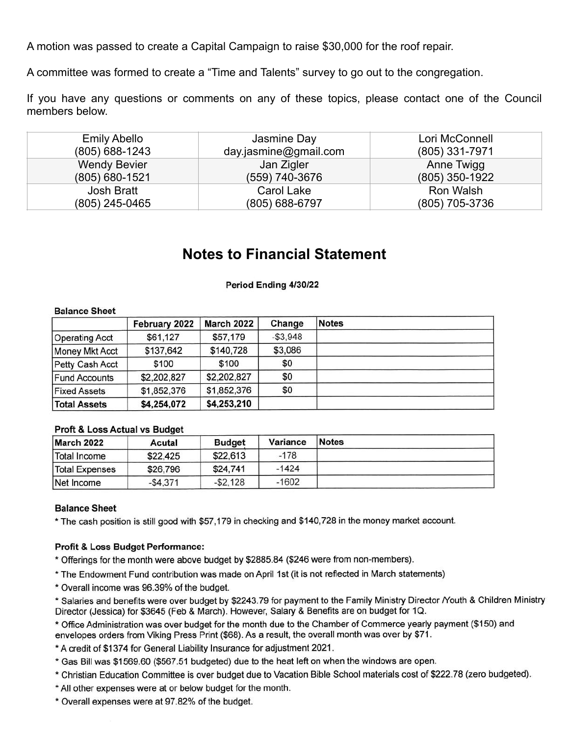A motion was passed to create a Capital Campaign to raise $30,000 for the roof repair.

A committee was formed to create a "Time and Talents" survey to go out to the congregation.

If you have any questions or comments on any of these topics, please contact one of the Council members below.

| | | |
|---|---|---|
| Emily Abello<br>(805) 688-1243 | Jasmine Day<br>day.jasmine@gmail.com | Lori McConnell<br>(805) 331-7971 |
| Wendy Bevier<br>(805) 680-1521 | Jan Zigler<br>(559) 740-3676 | Anne Twigg<br>(805) 350-1922 |
| Josh Bratt<br>(805) 245-0465 | Carol Lake<br>(805) 688-6797 | Ron Walsh<br>(805) 705-3736 |

## Notes to Financial Statement

**Period Ending 4/30/22**

**Balance Sheet**

| | February 2022 | March 2022 | Change | Notes |
|---|---|---|---|---|
| Operating Acct | $61,127 | $57,179 | -$3,948 | |
| Money Mkt Acct | $137,642 | $140,728 | $3,086 | |
| Petty Cash Acct | $100 | $100 | $0 | |
| Fund Accounts | $2,202,827 | $2,202,827 | $0 | |
| Fixed Assets | $1,852,376 | $1,852,376 | $0 | |
| **Total Assets** | **$4,254,072** | **$4,253,210** | | |

**Proft & Loss Actual vs Budget**

| March 2022 | Acutal | Budget | Variance | Notes |
|---|---|---|---|---|
| Total Income | $22,425 | $22,613 | -178 | |
| Total Expenses | $26,796 | $24,741 | -1424 | |
| Net Income | -$4,371 | -$2,128 | -1602 | |

**Balance Sheet**

* The cash position is still good with $57,179 in checking and $140,728 in the money market account.

**Profit & Loss Budget Performance:**

* Offerings for the month were above budget by $2885.84 ($246 were from non-members).
* The Endowment Fund contribution was made on April 1st (it is not reflected in March statements)
* Overall income was 96.39% of the budget.
* Salaries and benefits were over budget by $2243.79 for payment to the Family Ministry Director /Youth & Children Ministry Director (Jessica) for $3645 (Feb & March). However, Salary & Benefits are on budget for 1Q.
* Office Administration was over budget for the month due to the Chamber of Commerce yearly payment ($150) and envelopes orders from Viking Press Print ($68). As a result, the overall month was over by $71.
* A credit of $1374 for General Liability Insurance for adjustment 2021.
* Gas Bill was $1569.60 ($567.51 budgeted) due to the heat left on when the windows are open.
* Christian Education Committee is over budget due to Vacation Bible School materials cost of $222.78 (zero budgeted).
* All other expenses were at or below budget for the month.
* Overall expenses were at 97.82% of the budget.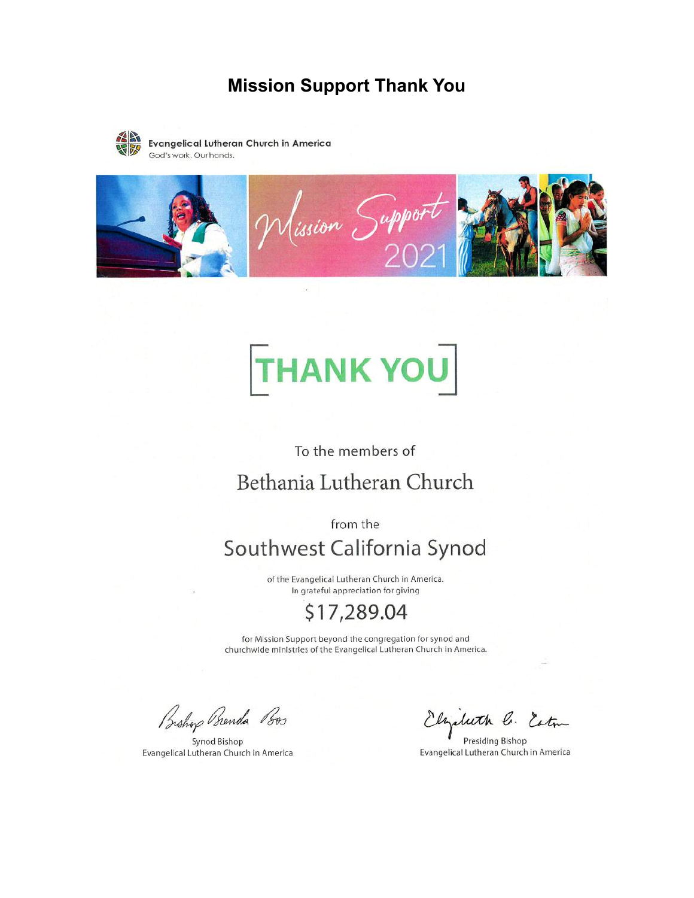# Mission Support Thank You

Evangelical Lutheran Church in America
God's work. Our hands.

Mission Support 2021

## [THANK YOU]

To the members of

Bethania Lutheran Church

from the

Southwest California Synod

of the Evangelical Lutheran Church in America.
In grateful appreciation for giving

$17,289.04

for Mission Support beyond the congregation for synod and churchwide ministries of the Evangelical Lutheran Church in America.

Bishop Brenda Bos
Synod Bishop
Evangelical Lutheran Church in America

Elizabeth A. Eaton
Presiding Bishop
Evangelical Lutheran Church in America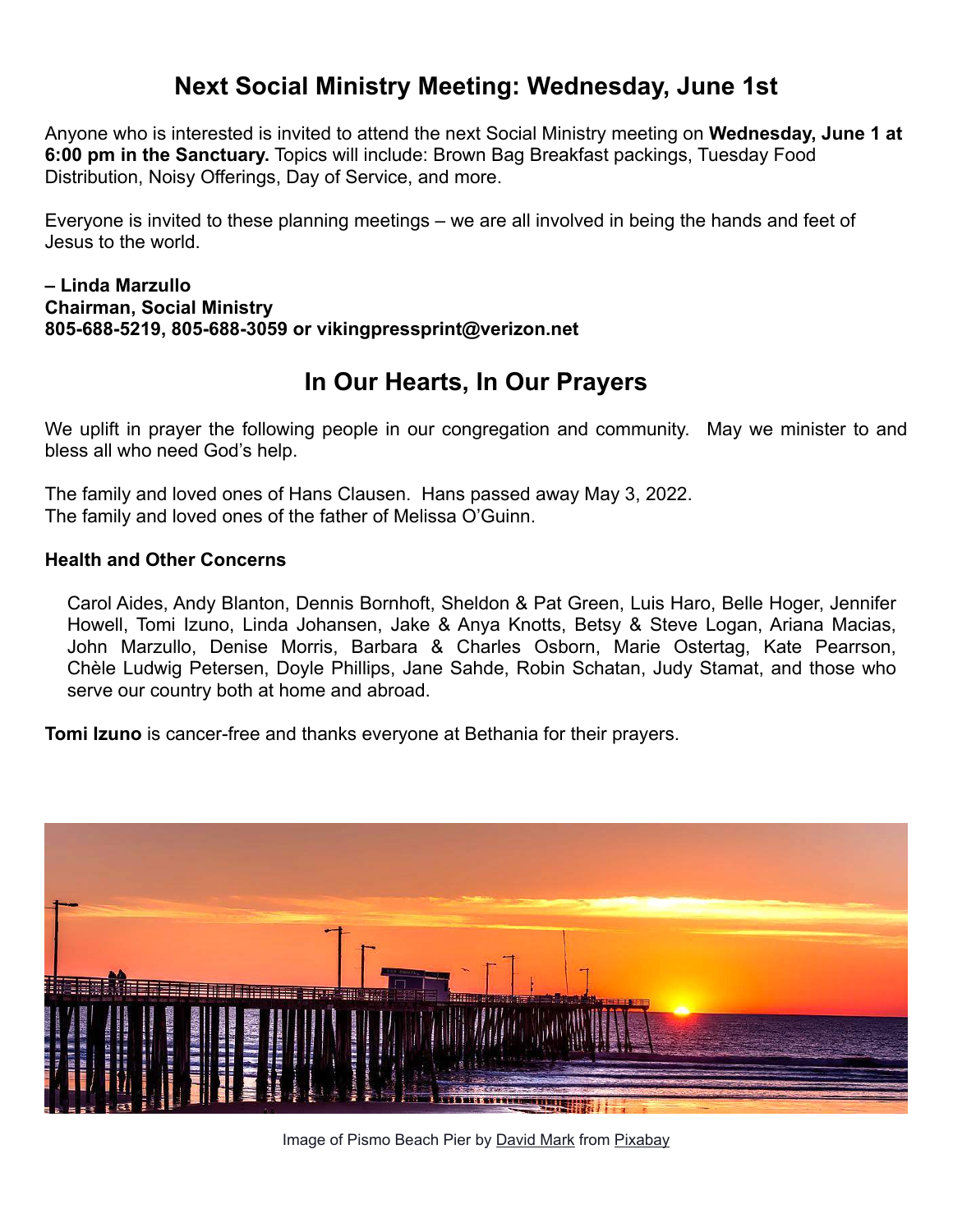## Next Social Ministry Meeting: Wednesday, June 1st

Anyone who is interested is invited to attend the next Social Ministry meeting on **Wednesday, June 1 at 6:00 pm in the Sanctuary.** Topics will include: Brown Bag Breakfast packings, Tuesday Food Distribution, Noisy Offerings, Day of Service, and more.

Everyone is invited to these planning meetings – we are all involved in being the hands and feet of Jesus to the world.

**– Linda Marzullo**
**Chairman, Social Ministry**
**805-688-5219, 805-688-3059 or vikingpressprint@verizon.net**

## In Our Hearts, In Our Prayers

We uplift in prayer the following people in our congregation and community. May we minister to and bless all who need God's help.

The family and loved ones of Hans Clausen. Hans passed away May 3, 2022.
The family and loved ones of the father of Melissa O'Guinn.

**Health and Other Concerns**

Carol Aides, Andy Blanton, Dennis Bornhoft, Sheldon & Pat Green, Luis Haro, Belle Hoger, Jennifer Howell, Tomi Izuno, Linda Johansen, Jake & Anya Knotts, Betsy & Steve Logan, Ariana Macias, John Marzullo, Denise Morris, Barbara & Charles Osborn, Marie Ostertag, Kate Pearrson, Chèle Ludwig Petersen, Doyle Phillips, Jane Sahde, Robin Schatan, Judy Stamat, and those who serve our country both at home and abroad.

**Tomi Izuno** is cancer-free and thanks everyone at Bethania for their prayers.

Image of Pismo Beach Pier by David Mark from Pixabay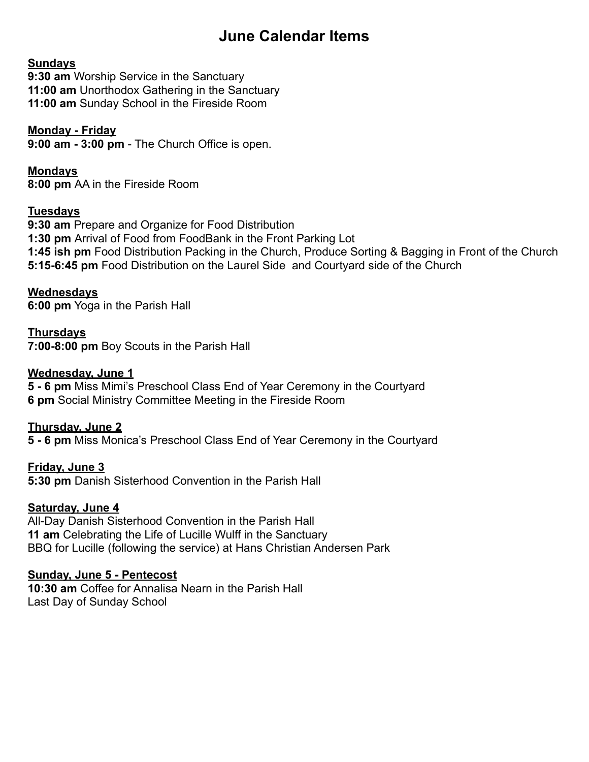# June Calendar Items

**Sundays**
**9:30 am** Worship Service in the Sanctuary
**11:00 am** Unorthodox Gathering in the Sanctuary
**11:00 am** Sunday School in the Fireside Room

**Monday - Friday**
**9:00 am - 3:00 pm** - The Church Office is open.

**Mondays**
**8:00 pm** AA in the Fireside Room

**Tuesdays**
**9:30 am** Prepare and Organize for Food Distribution
**1:30 pm** Arrival of Food from FoodBank in the Front Parking Lot
**1:45 ish pm** Food Distribution Packing in the Church, Produce Sorting & Bagging in Front of the Church
**5:15-6:45 pm** Food Distribution on the Laurel Side and Courtyard side of the Church

**Wednesdays**
**6:00 pm** Yoga in the Parish Hall

**Thursdays**
**7:00-8:00 pm** Boy Scouts in the Parish Hall

**Wednesday, June 1**
**5 - 6 pm** Miss Mimi's Preschool Class End of Year Ceremony in the Courtyard
**6 pm** Social Ministry Committee Meeting in the Fireside Room

**Thursday, June 2**
**5 - 6 pm** Miss Monica's Preschool Class End of Year Ceremony in the Courtyard

**Friday, June 3**
**5:30 pm** Danish Sisterhood Convention in the Parish Hall

**Saturday, June 4**
All-Day Danish Sisterhood Convention in the Parish Hall
**11 am** Celebrating the Life of Lucille Wulff in the Sanctuary
BBQ for Lucille (following the service) at Hans Christian Andersen Park

**Sunday, June 5 - Pentecost**
**10:30 am** Coffee for Annalisa Nearn in the Parish Hall
Last Day of Sunday School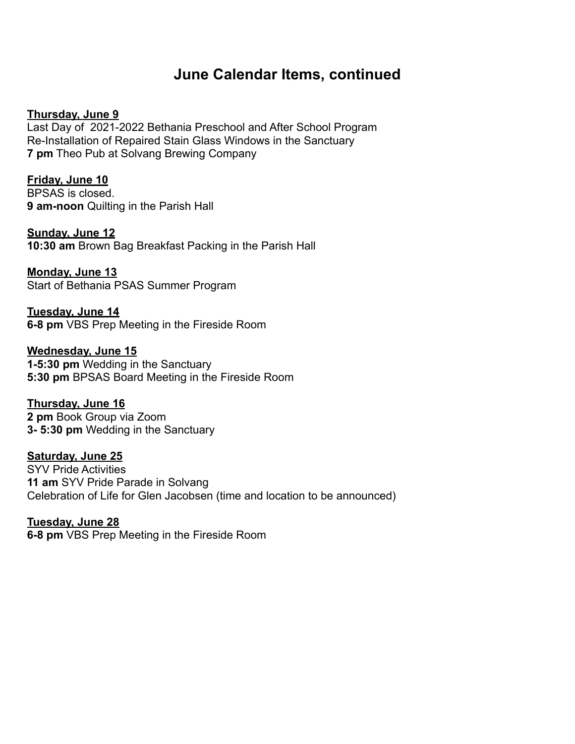# June Calendar Items, continued

**Thursday, June 9**
Last Day of  2021-2022 Bethania Preschool and After School Program
Re-Installation of Repaired Stain Glass Windows in the Sanctuary
**7 pm** Theo Pub at Solvang Brewing Company

**Friday, June 10**
BPSAS is closed.
**9 am-noon** Quilting in the Parish Hall

**Sunday, June 12**
**10:30 am** Brown Bag Breakfast Packing in the Parish Hall

**Monday, June 13**
Start of Bethania PSAS Summer Program

**Tuesday, June 14**
**6-8 pm** VBS Prep Meeting in the Fireside Room

**Wednesday, June 15**
**1-5:30 pm** Wedding in the Sanctuary
**5:30 pm** BPSAS Board Meeting in the Fireside Room

**Thursday, June 16**
**2 pm** Book Group via Zoom
**3- 5:30 pm** Wedding in the Sanctuary

**Saturday, June 25**
SYV Pride Activities
**11 am** SYV Pride Parade in Solvang
Celebration of Life for Glen Jacobsen (time and location to be announced)

**Tuesday, June 28**
**6-8 pm** VBS Prep Meeting in the Fireside Room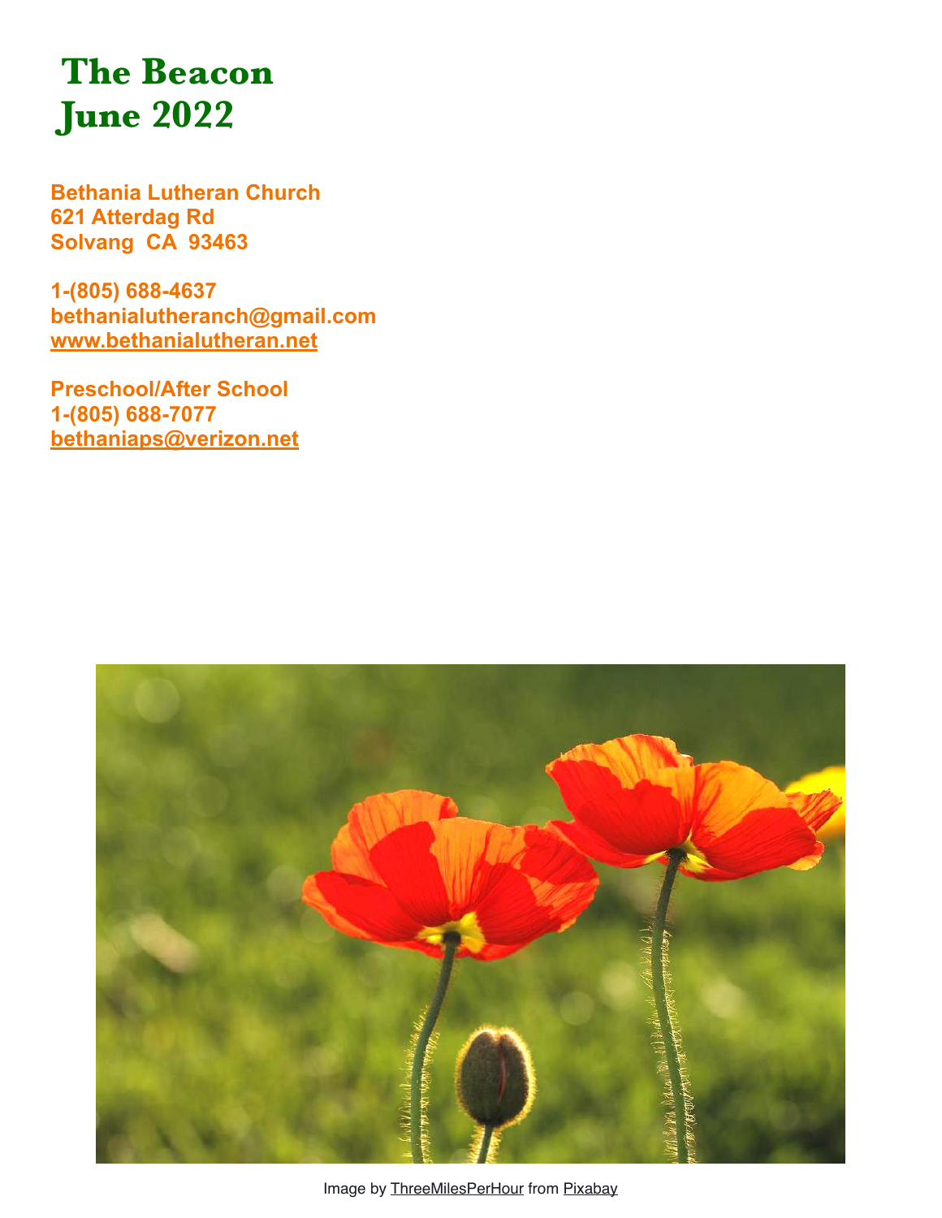# The Beacon
# June 2022

**Bethania Lutheran Church**
**621 Atterdag Rd**
**Solvang CA 93463**

**1-(805) 688-4637**
**bethanialutheranch@gmail.com**
**www.bethanialutheran.net**

**Preschool/After School**
**1-(805) 688-7077**
**bethaniaps@verizon.net**

Image by ThreeMilesPerHour from Pixabay